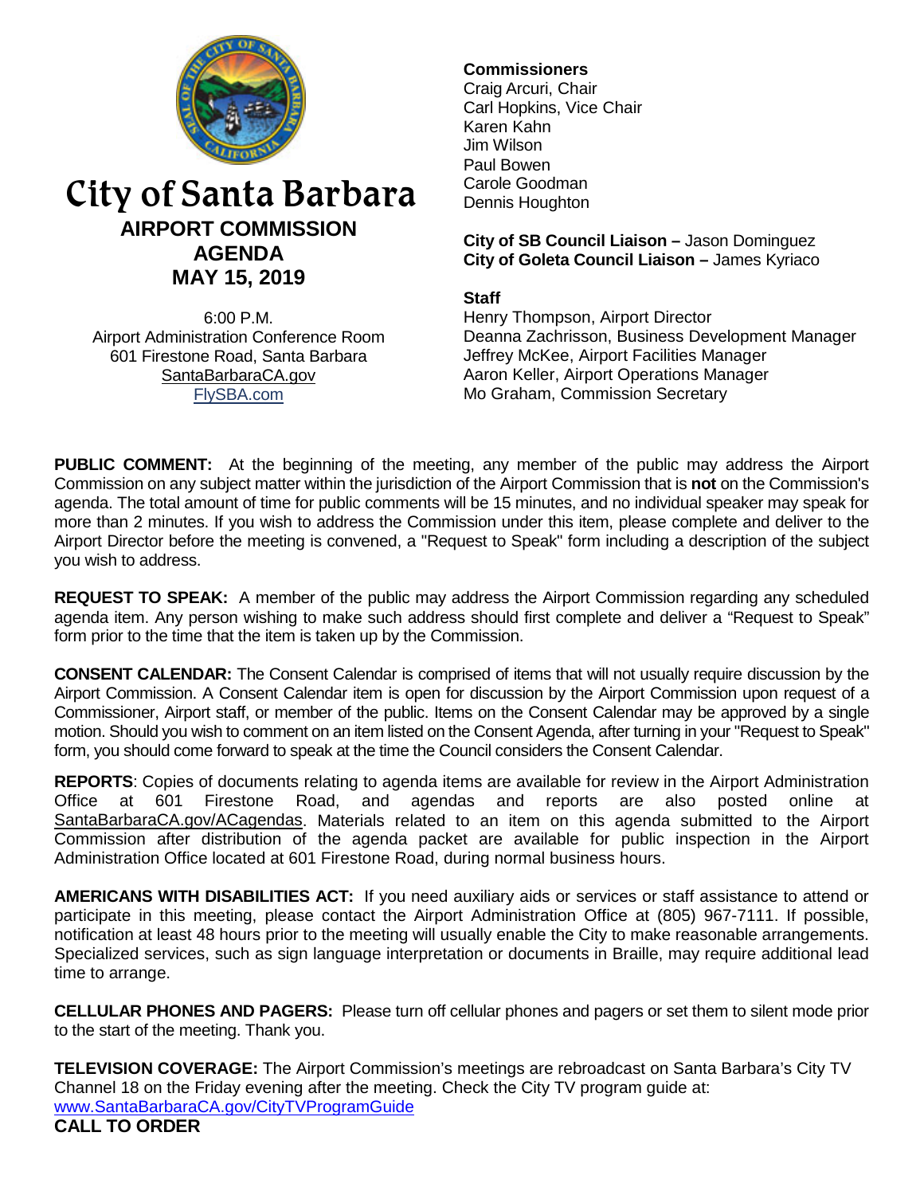# City of Santa Barbara

## AIRPORT COMMISSION AGENDA

## MAY 15, 2019

6:00 P.M.
Airport Administration Conference Room
601 Firestone Road, Santa Barbara
SantaBarbaraCA.gov
FlySBA.com

**Commissioners**
Craig Arcuri, Chair
Carl Hopkins, Vice Chair
Karen Kahn
Jim Wilson
Paul Bowen
Carole Goodman
Dennis Houghton

**City of SB Council Liaison –** Jason Dominguez
**City of Goleta Council Liaison –** James Kyriaco

**Staff**
Henry Thompson, Airport Director
Deanna Zachrisson, Business Development Manager
Jeffrey McKee, Airport Facilities Manager
Aaron Keller, Airport Operations Manager
Mo Graham, Commission Secretary

**PUBLIC COMMENT:** At the beginning of the meeting, any member of the public may address the Airport Commission on any subject matter within the jurisdiction of the Airport Commission that is **not** on the Commission's agenda. The total amount of time for public comments will be 15 minutes, and no individual speaker may speak for more than 2 minutes. If you wish to address the Commission under this item, please complete and deliver to the Airport Director before the meeting is convened, a "Request to Speak" form including a description of the subject you wish to address.

**REQUEST TO SPEAK:** A member of the public may address the Airport Commission regarding any scheduled agenda item. Any person wishing to make such address should first complete and deliver a "Request to Speak" form prior to the time that the item is taken up by the Commission.

**CONSENT CALENDAR:** The Consent Calendar is comprised of items that will not usually require discussion by the Airport Commission. A Consent Calendar item is open for discussion by the Airport Commission upon request of a Commissioner, Airport staff, or member of the public. Items on the Consent Calendar may be approved by a single motion. Should you wish to comment on an item listed on the Consent Agenda, after turning in your "Request to Speak" form, you should come forward to speak at the time the Council considers the Consent Calendar.

**REPORTS**: Copies of documents relating to agenda items are available for review in the Airport Administration Office at 601 Firestone Road, and agendas and reports are also posted online at SantaBarbaraCA.gov/ACagendas. Materials related to an item on this agenda submitted to the Airport Commission after distribution of the agenda packet are available for public inspection in the Airport Administration Office located at 601 Firestone Road, during normal business hours.

**AMERICANS WITH DISABILITIES ACT:** If you need auxiliary aids or services or staff assistance to attend or participate in this meeting, please contact the Airport Administration Office at (805) 967-7111. If possible, notification at least 48 hours prior to the meeting will usually enable the City to make reasonable arrangements. Specialized services, such as sign language interpretation or documents in Braille, may require additional lead time to arrange.

**CELLULAR PHONES AND PAGERS:** Please turn off cellular phones and pagers or set them to silent mode prior to the start of the meeting. Thank you.

**TELEVISION COVERAGE:** The Airport Commission's meetings are rebroadcast on Santa Barbara's City TV Channel 18 on the Friday evening after the meeting. Check the City TV program guide at: www.SantaBarbaraCA.gov/CityTVProgramGuide

**CALL TO ORDER**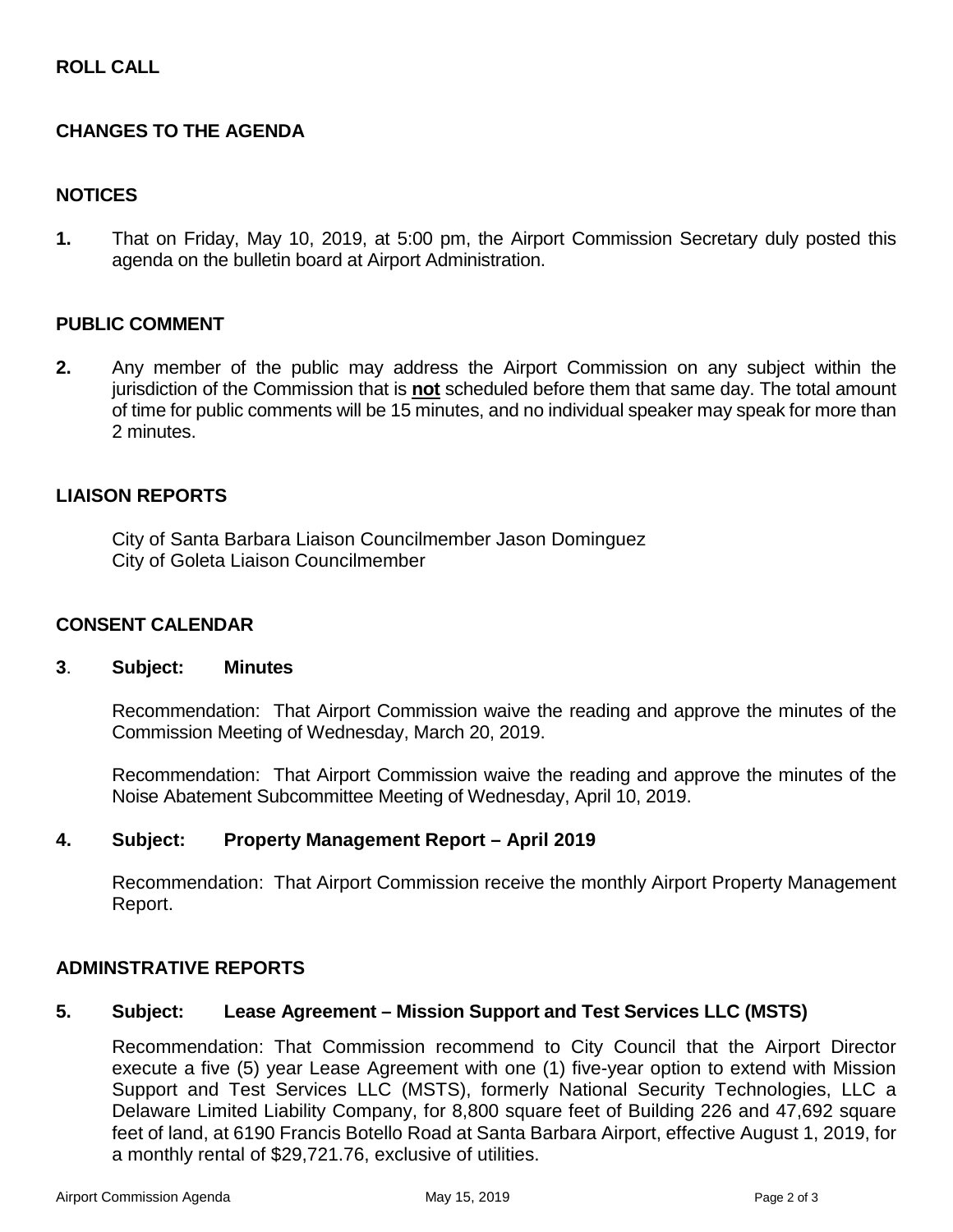## ROLL CALL

## CHANGES TO THE AGENDA

## NOTICES

**1.** That on Friday, May 10, 2019, at 5:00 pm, the Airport Commission Secretary duly posted this agenda on the bulletin board at Airport Administration.

## PUBLIC COMMENT

**2.** Any member of the public may address the Airport Commission on any subject within the jurisdiction of the Commission that is **not** scheduled before them that same day. The total amount of time for public comments will be 15 minutes, and no individual speaker may speak for more than 2 minutes.

## LIAISON REPORTS

City of Santa Barbara Liaison Councilmember Jason Dominguez
City of Goleta Liaison Councilmember

## CONSENT CALENDAR

**3. Subject: Minutes**

Recommendation: That Airport Commission waive the reading and approve the minutes of the Commission Meeting of Wednesday, March 20, 2019.

Recommendation: That Airport Commission waive the reading and approve the minutes of the Noise Abatement Subcommittee Meeting of Wednesday, April 10, 2019.

**4. Subject: Property Management Report – April 2019**

Recommendation: That Airport Commission receive the monthly Airport Property Management Report.

## ADMINSTRATIVE REPORTS

**5. Subject: Lease Agreement – Mission Support and Test Services LLC (MSTS)**

Recommendation: That Commission recommend to City Council that the Airport Director execute a five (5) year Lease Agreement with one (1) five-year option to extend with Mission Support and Test Services LLC (MSTS), formerly National Security Technologies, LLC a Delaware Limited Liability Company, for 8,800 square feet of Building 226 and 47,692 square feet of land, at 6190 Francis Botello Road at Santa Barbara Airport, effective August 1, 2019, for a monthly rental of $29,721.76, exclusive of utilities.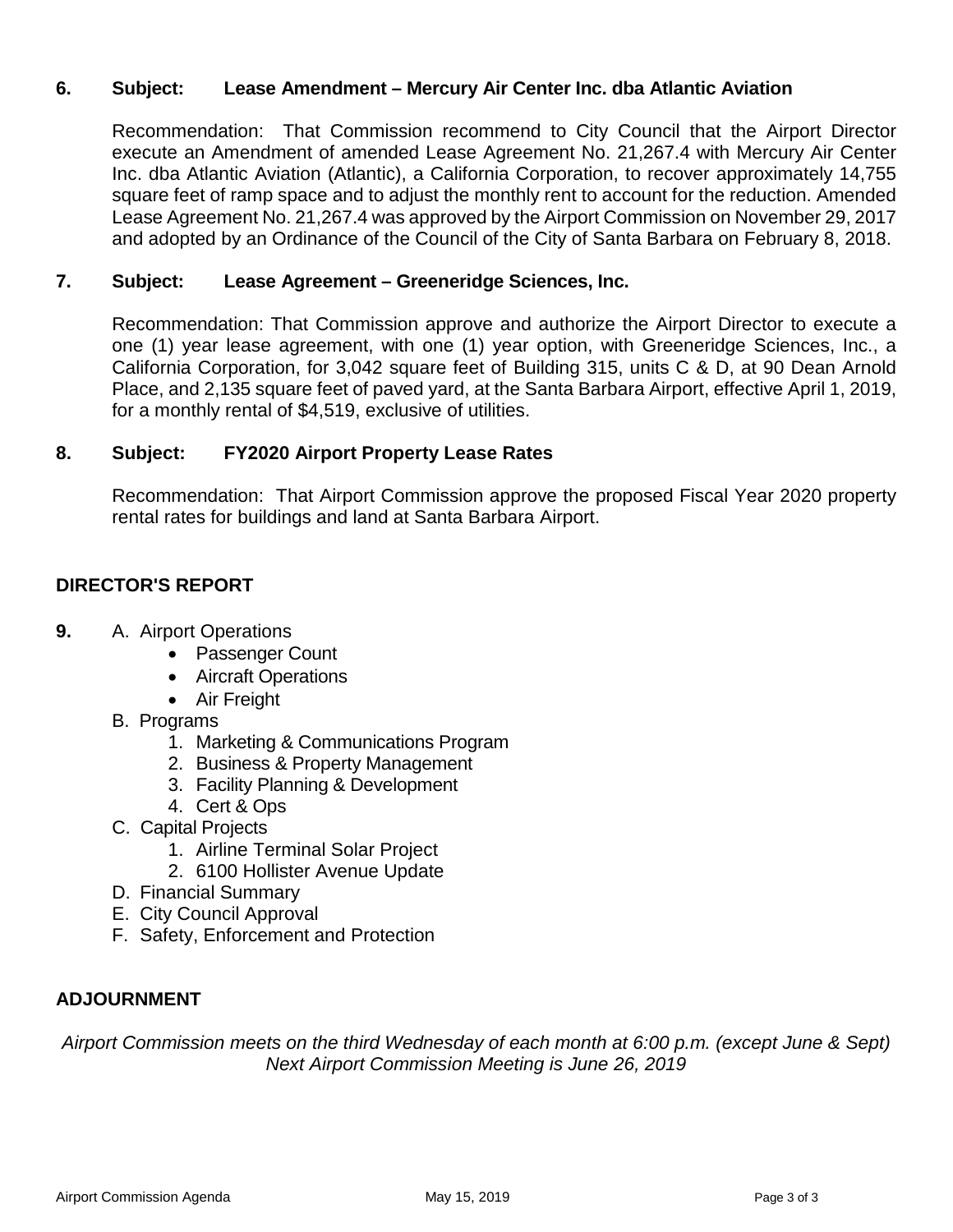**6. Subject: Lease Amendment – Mercury Air Center Inc. dba Atlantic Aviation**

Recommendation: That Commission recommend to City Council that the Airport Director execute an Amendment of amended Lease Agreement No. 21,267.4 with Mercury Air Center Inc. dba Atlantic Aviation (Atlantic), a California Corporation, to recover approximately 14,755 square feet of ramp space and to adjust the monthly rent to account for the reduction. Amended Lease Agreement No. 21,267.4 was approved by the Airport Commission on November 29, 2017 and adopted by an Ordinance of the Council of the City of Santa Barbara on February 8, 2018.

**7. Subject: Lease Agreement – Greeneridge Sciences, Inc.**

Recommendation: That Commission approve and authorize the Airport Director to execute a one (1) year lease agreement, with one (1) year option, with Greeneridge Sciences, Inc., a California Corporation, for 3,042 square feet of Building 315, units C & D, at 90 Dean Arnold Place, and 2,135 square feet of paved yard, at the Santa Barbara Airport, effective April 1, 2019, for a monthly rental of $4,519, exclusive of utilities.

**8. Subject: FY2020 Airport Property Lease Rates**

Recommendation: That Airport Commission approve the proposed Fiscal Year 2020 property rental rates for buildings and land at Santa Barbara Airport.

## DIRECTOR'S REPORT

**9.** A. Airport Operations
- Passenger Count
- Aircraft Operations
- Air Freight

B. Programs
1. Marketing & Communications Program
2. Business & Property Management
3. Facility Planning & Development
4. Cert & Ops

C. Capital Projects
1. Airline Terminal Solar Project
2. 6100 Hollister Avenue Update

D. Financial Summary

E. City Council Approval

F. Safety, Enforcement and Protection

## ADJOURNMENT

*Airport Commission meets on the third Wednesday of each month at 6:00 p.m. (except June & Sept)*
*Next Airport Commission Meeting is June 26, 2019*